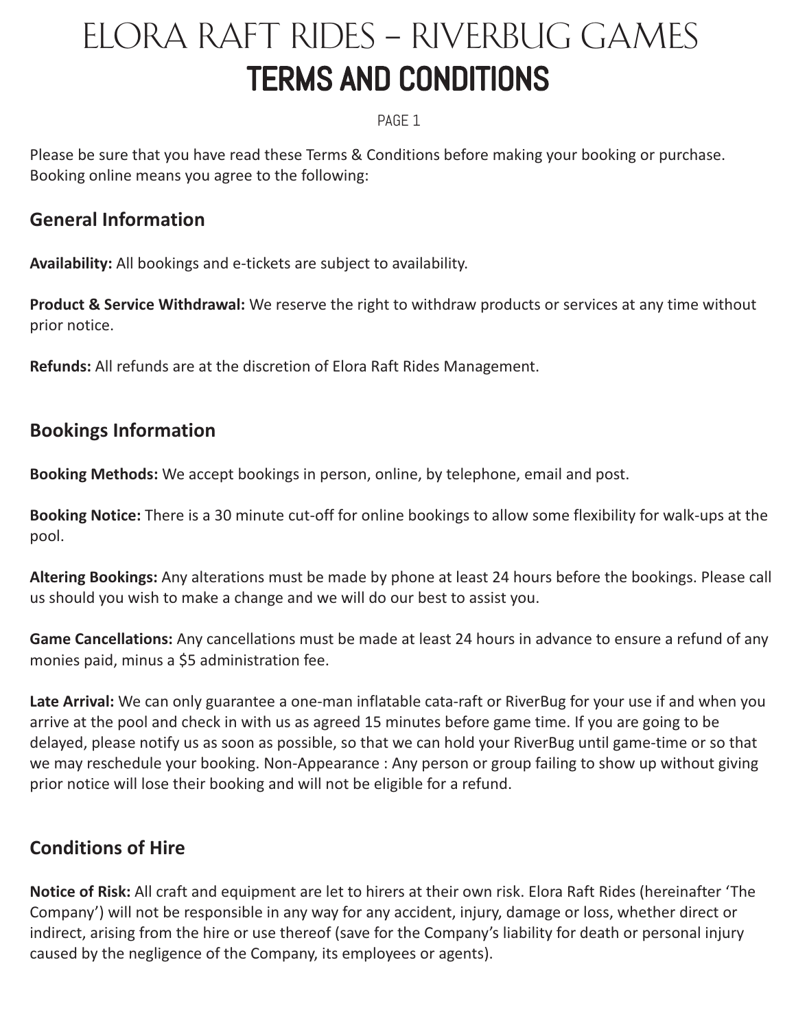# ELORA RAFT RIDES – RIVERBUG GAMES
# TERMS AND CONDITIONS

Please be sure that you have read these Terms & Conditions before making your booking or purchase. Booking online means you agree to the following:

## General Information

**Availability:** All bookings and e-tickets are subject to availability.

**Product & Service Withdrawal:** We reserve the right to withdraw products or services at any time without prior notice.

**Refunds:** All refunds are at the discretion of Elora Raft Rides Management.

## Bookings Information

**Booking Methods:** We accept bookings in person, online, by telephone, email and post.

**Booking Notice:** There is a 30 minute cut-off for online bookings to allow some flexibility for walk-ups at the pool.

**Altering Bookings:** Any alterations must be made by phone at least 24 hours before the bookings. Please call us should you wish to make a change and we will do our best to assist you.

**Game Cancellations:** Any cancellations must be made at least 24 hours in advance to ensure a refund of any monies paid, minus a $5 administration fee.

**Late Arrival:** We can only guarantee a one-man inflatable cata-raft or RiverBug for your use if and when you arrive at the pool and check in with us as agreed 15 minutes before game time. If you are going to be delayed, please notify us as soon as possible, so that we can hold your RiverBug until game-time or so that we may reschedule your booking. Non-Appearance : Any person or group failing to show up without giving prior notice will lose their booking and will not be eligible for a refund.

## Conditions of Hire

**Notice of Risk:** All craft and equipment are let to hirers at their own risk. Elora Raft Rides (hereinafter 'The Company') will not be responsible in any way for any accident, injury, damage or loss, whether direct or indirect, arising from the hire or use thereof (save for the Company's liability for death or personal injury caused by the negligence of the Company, its employees or agents).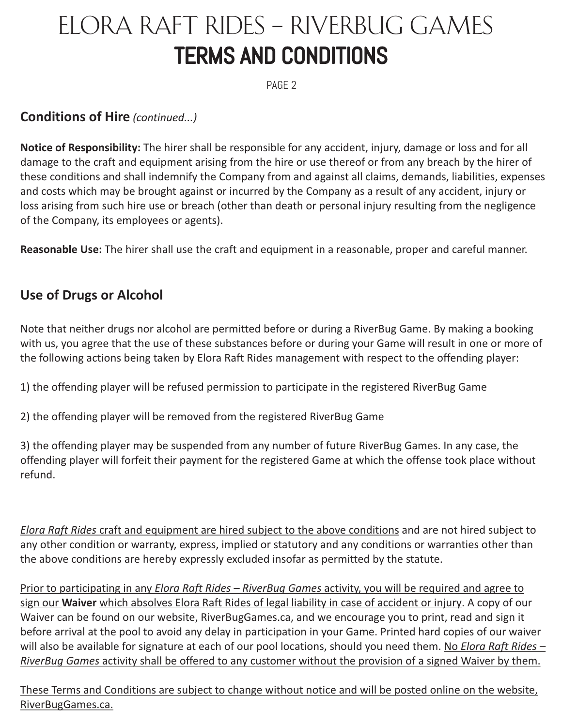# ELORA RAFT RIDES – RIVERBUG GAMES
# TERMS AND CONDITIONS

## Conditions of Hire *(continued...)*

**Notice of Responsibility:** The hirer shall be responsible for any accident, injury, damage or loss and for all damage to the craft and equipment arising from the hire or use thereof or from any breach by the hirer of these conditions and shall indemnify the Company from and against all claims, demands, liabilities, expenses and costs which may be brought against or incurred by the Company as a result of any accident, injury or loss arising from such hire use or breach (other than death or personal injury resulting from the negligence of the Company, its employees or agents).

**Reasonable Use:** The hirer shall use the craft and equipment in a reasonable, proper and careful manner.

## Use of Drugs or Alcohol

Note that neither drugs nor alcohol are permitted before or during a RiverBug Game. By making a booking with us, you agree that the use of these substances before or during your Game will result in one or more of the following actions being taken by Elora Raft Rides management with respect to the offending player:

1) the offending player will be refused permission to participate in the registered RiverBug Game

2) the offending player will be removed from the registered RiverBug Game

3) the offending player may be suspended from any number of future RiverBug Games. In any case, the offending player will forfeit their payment for the registered Game at which the offense took place without refund.

*Elora Raft Rides* craft and equipment are hired subject to the above conditions and are not hired subject to any other condition or warranty, express, implied or statutory and any conditions or warranties other than the above conditions are hereby expressly excluded insofar as permitted by the statute.

Prior to participating in any *Elora Raft Rides – RiverBug Games* activity, you will be required and agree to sign our **Waiver** which absolves Elora Raft Rides of legal liability in case of accident or injury. A copy of our Waiver can be found on our website, RiverBugGames.ca, and we encourage you to print, read and sign it before arrival at the pool to avoid any delay in participation in your Game. Printed hard copies of our waiver will also be available for signature at each of our pool locations, should you need them. No *Elora Raft Rides – RiverBug Games* activity shall be offered to any customer without the provision of a signed Waiver by them.

These Terms and Conditions are subject to change without notice and will be posted online on the website, RiverBugGames.ca.